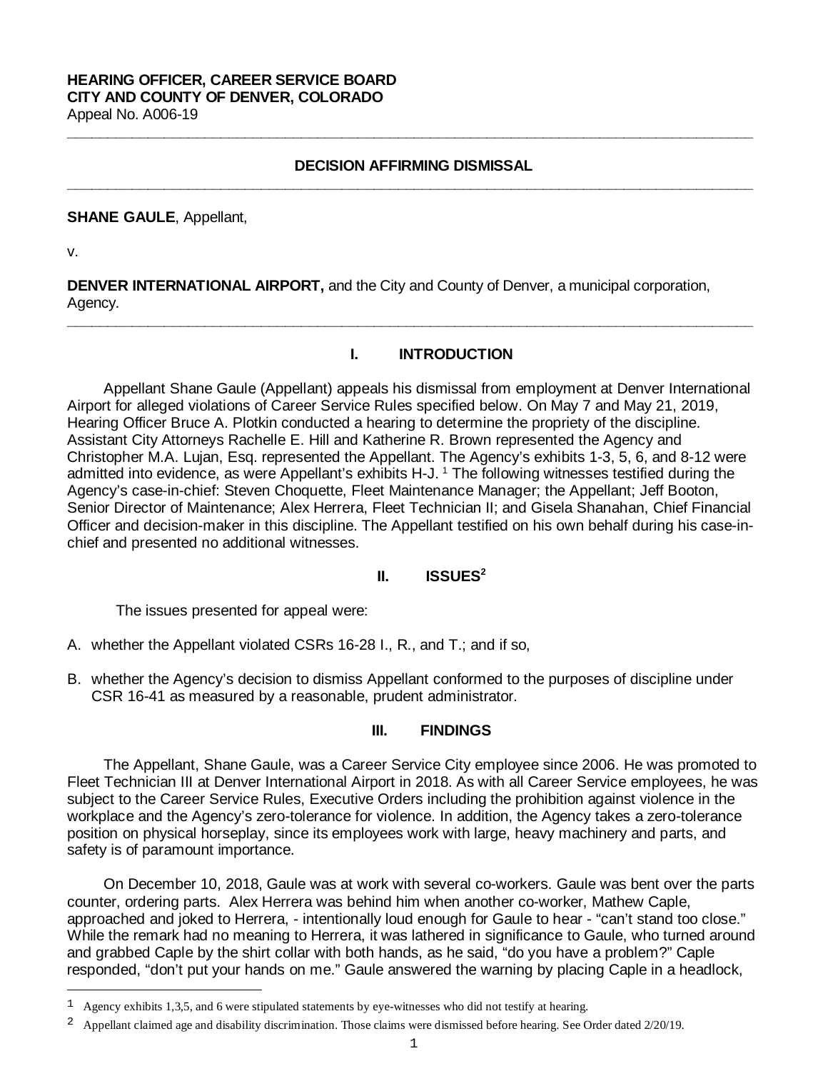**HEARING OFFICER, CAREER SERVICE BOARD**
**CITY AND COUNTY OF DENVER, COLORADO**
Appeal No. A006-19

---

## DECISION AFFIRMING DISMISSAL

---

**SHANE GAULE**, Appellant,

v.

**DENVER INTERNATIONAL AIRPORT,** and the City and County of Denver, a municipal corporation, Agency.

---

## I. INTRODUCTION

Appellant Shane Gaule (Appellant) appeals his dismissal from employment at Denver International Airport for alleged violations of Career Service Rules specified below. On May 7 and May 21, 2019, Hearing Officer Bruce A. Plotkin conducted a hearing to determine the propriety of the discipline. Assistant City Attorneys Rachelle E. Hill and Katherine R. Brown represented the Agency and Christopher M.A. Lujan, Esq. represented the Appellant. The Agency's exhibits 1-3, 5, 6, and 8-12 were admitted into evidence, as were Appellant's exhibits H-J. [1] The following witnesses testified during the Agency's case-in-chief: Steven Choquette, Fleet Maintenance Manager; the Appellant; Jeff Booton, Senior Director of Maintenance; Alex Herrera, Fleet Technician II; and Gisela Shanahan, Chief Financial Officer and decision-maker in this discipline. The Appellant testified on his own behalf during his case-in-chief and presented no additional witnesses.

## II. ISSUES[2]

The issues presented for appeal were:

A. whether the Appellant violated CSRs 16-28 I., R., and T.; and if so,

B. whether the Agency's decision to dismiss Appellant conformed to the purposes of discipline under CSR 16-41 as measured by a reasonable, prudent administrator.

## III. FINDINGS

The Appellant, Shane Gaule, was a Career Service City employee since 2006. He was promoted to Fleet Technician III at Denver International Airport in 2018. As with all Career Service employees, he was subject to the Career Service Rules, Executive Orders including the prohibition against violence in the workplace and the Agency's zero-tolerance for violence. In addition, the Agency takes a zero-tolerance position on physical horseplay, since its employees work with large, heavy machinery and parts, and safety is of paramount importance.

On December 10, 2018, Gaule was at work with several co-workers. Gaule was bent over the parts counter, ordering parts. Alex Herrera was behind him when another co-worker, Mathew Caple, approached and joked to Herrera, - intentionally loud enough for Gaule to hear - "can't stand too close." While the remark had no meaning to Herrera, it was lathered in significance to Gaule, who turned around and grabbed Caple by the shirt collar with both hands, as he said, "do you have a problem?" Caple responded, "don't put your hands on me." Gaule answered the warning by placing Caple in a headlock,

---

[1] Agency exhibits 1,3,5, and 6 were stipulated statements by eye-witnesses who did not testify at hearing.

[2] Appellant claimed age and disability discrimination. Those claims were dismissed before hearing. See Order dated 2/20/19.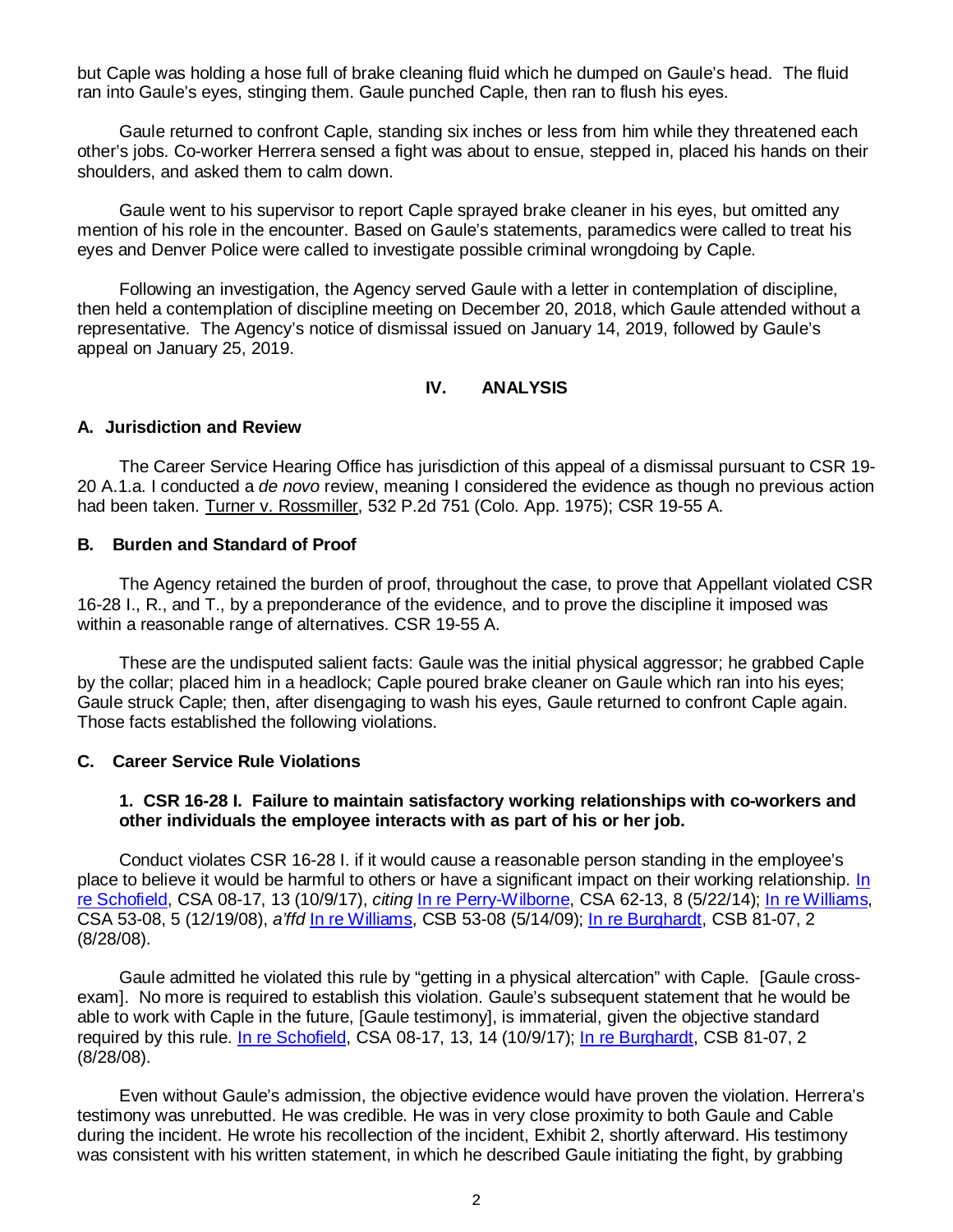but Caple was holding a hose full of brake cleaning fluid which he dumped on Gaule's head. The fluid ran into Gaule's eyes, stinging them. Gaule punched Caple, then ran to flush his eyes.

Gaule returned to confront Caple, standing six inches or less from him while they threatened each other's jobs. Co-worker Herrera sensed a fight was about to ensue, stepped in, placed his hands on their shoulders, and asked them to calm down.

Gaule went to his supervisor to report Caple sprayed brake cleaner in his eyes, but omitted any mention of his role in the encounter. Based on Gaule's statements, paramedics were called to treat his eyes and Denver Police were called to investigate possible criminal wrongdoing by Caple.

Following an investigation, the Agency served Gaule with a letter in contemplation of discipline, then held a contemplation of discipline meeting on December 20, 2018, which Gaule attended without a representative. The Agency's notice of dismissal issued on January 14, 2019, followed by Gaule's appeal on January 25, 2019.

## IV. ANALYSIS

### A. Jurisdiction and Review

The Career Service Hearing Office has jurisdiction of this appeal of a dismissal pursuant to CSR 19-20 A.1.a. I conducted a *de novo* review, meaning I considered the evidence as though no previous action had been taken. Turner v. Rossmiller, 532 P.2d 751 (Colo. App. 1975); CSR 19-55 A.

### B. Burden and Standard of Proof

The Agency retained the burden of proof, throughout the case, to prove that Appellant violated CSR 16-28 I., R., and T., by a preponderance of the evidence, and to prove the discipline it imposed was within a reasonable range of alternatives. CSR 19-55 A.

These are the undisputed salient facts: Gaule was the initial physical aggressor; he grabbed Caple by the collar; placed him in a headlock; Caple poured brake cleaner on Gaule which ran into his eyes; Gaule struck Caple; then, after disengaging to wash his eyes, Gaule returned to confront Caple again. Those facts established the following violations.

### C. Career Service Rule Violations

#### 1. CSR 16-28 I. Failure to maintain satisfactory working relationships with co-workers and other individuals the employee interacts with as part of his or her job.

Conduct violates CSR 16-28 I. if it would cause a reasonable person standing in the employee's place to believe it would be harmful to others or have a significant impact on their working relationship. In re Schofield, CSA 08-17, 13 (10/9/17), *citing* In re Perry-Wilborne, CSA 62-13, 8 (5/22/14); In re Williams, CSA 53-08, 5 (12/19/08), *a'ffd* In re Williams, CSB 53-08 (5/14/09); In re Burghardt, CSB 81-07, 2 (8/28/08).

Gaule admitted he violated this rule by "getting in a physical altercation" with Caple. [Gaule cross-exam]. No more is required to establish this violation. Gaule's subsequent statement that he would be able to work with Caple in the future, [Gaule testimony], is immaterial, given the objective standard required by this rule. In re Schofield, CSA 08-17, 13, 14 (10/9/17); In re Burghardt, CSB 81-07, 2 (8/28/08).

Even without Gaule's admission, the objective evidence would have proven the violation. Herrera's testimony was unrebutted. He was credible. He was in very close proximity to both Gaule and Cable during the incident. He wrote his recollection of the incident, Exhibit 2, shortly afterward. His testimony was consistent with his written statement, in which he described Gaule initiating the fight, by grabbing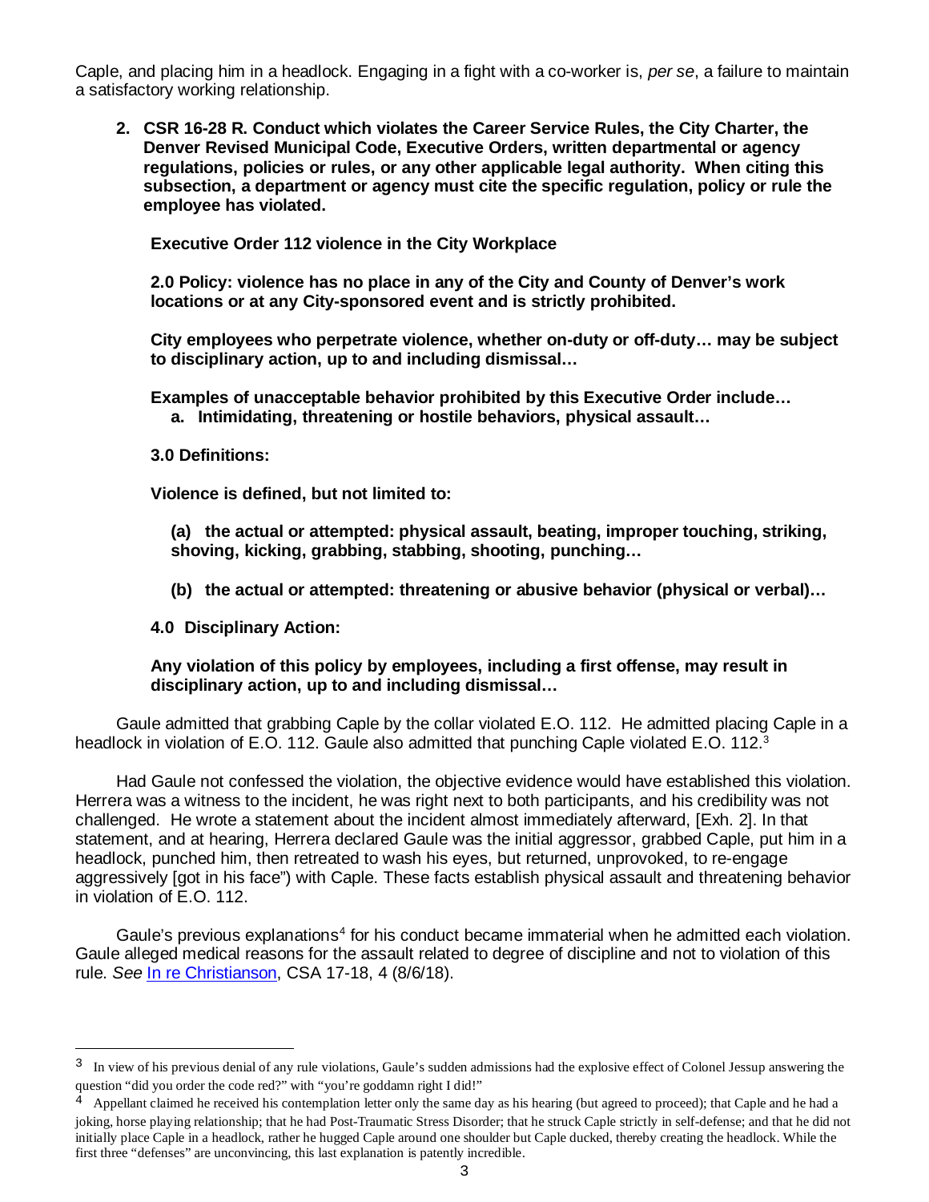Caple, and placing him in a headlock. Engaging in a fight with a co-worker is, *per se*, a failure to maintain a satisfactory working relationship.

2. **CSR 16-28 R. Conduct which violates the Career Service Rules, the City Charter, the Denver Revised Municipal Code, Executive Orders, written departmental or agency regulations, policies or rules, or any other applicable legal authority. When citing this subsection, a department or agency must cite the specific regulation, policy or rule the employee has violated.**

   **Executive Order 112 violence in the City Workplace**

   **2.0 Policy: violence has no place in any of the City and County of Denver's work locations or at any City-sponsored event and is strictly prohibited.**

   **City employees who perpetrate violence, whether on-duty or off-duty… may be subject to disciplinary action, up to and including dismissal…**

   **Examples of unacceptable behavior prohibited by this Executive Order include…**
   **a. Intimidating, threatening or hostile behaviors, physical assault…**

   **3.0 Definitions:**

   **Violence is defined, but not limited to:**

   **(a) the actual or attempted: physical assault, beating, improper touching, striking, shoving, kicking, grabbing, stabbing, shooting, punching…**

   **(b) the actual or attempted: threatening or abusive behavior (physical or verbal)…**

   **4.0 Disciplinary Action:**

   **Any violation of this policy by employees, including a first offense, may result in disciplinary action, up to and including dismissal…**

Gaule admitted that grabbing Caple by the collar violated E.O. 112. He admitted placing Caple in a headlock in violation of E.O. 112. Gaule also admitted that punching Caple violated E.O. 112.[3]

Had Gaule not confessed the violation, the objective evidence would have established this violation. Herrera was a witness to the incident, he was right next to both participants, and his credibility was not challenged. He wrote a statement about the incident almost immediately afterward, [Exh. 2]. In that statement, and at hearing, Herrera declared Gaule was the initial aggressor, grabbed Caple, put him in a headlock, punched him, then retreated to wash his eyes, but returned, unprovoked, to re-engage aggressively [got in his face") with Caple. These facts establish physical assault and threatening behavior in violation of E.O. 112.

Gaule's previous explanations[4] for his conduct became immaterial when he admitted each violation. Gaule alleged medical reasons for the assault related to degree of discipline and not to violation of this rule. *See* In re Christianson, CSA 17-18, 4 (8/6/18).

---

[3] In view of his previous denial of any rule violations, Gaule's sudden admissions had the explosive effect of Colonel Jessup answering the question "did you order the code red?" with "you're goddamn right I did!"

[4] Appellant claimed he received his contemplation letter only the same day as his hearing (but agreed to proceed); that Caple and he had a joking, horse playing relationship; that he had Post-Traumatic Stress Disorder; that he struck Caple strictly in self-defense; and that he did not initially place Caple in a headlock, rather he hugged Caple around one shoulder but Caple ducked, thereby creating the headlock. While the first three "defenses" are unconvincing, this last explanation is patently incredible.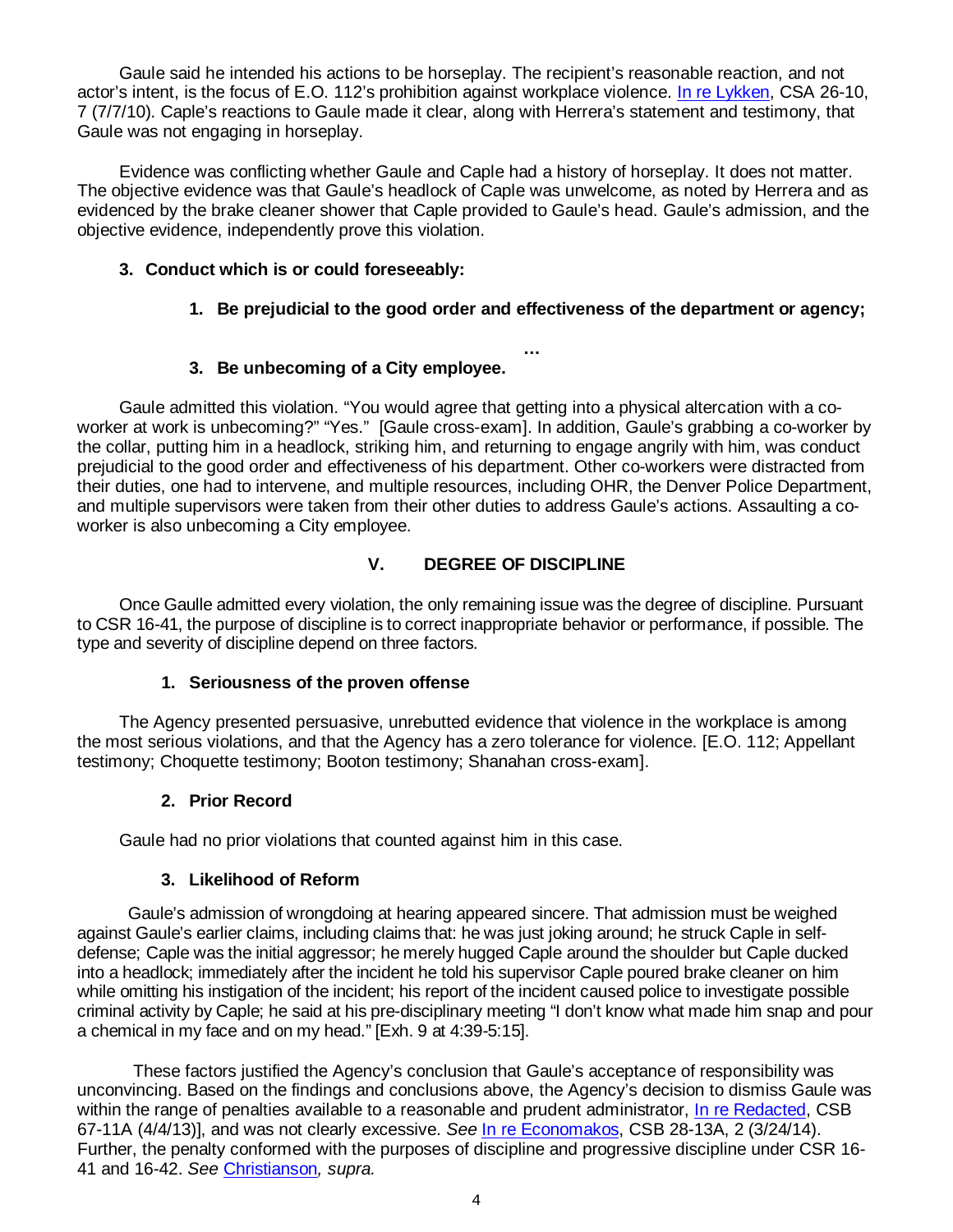Gaule said he intended his actions to be horseplay. The recipient's reasonable reaction, and not actor's intent, is the focus of E.O. 112's prohibition against workplace violence. In re Lykken, CSA 26-10, 7 (7/7/10). Caple's reactions to Gaule made it clear, along with Herrera's statement and testimony, that Gaule was not engaging in horseplay.

Evidence was conflicting whether Gaule and Caple had a history of horseplay. It does not matter. The objective evidence was that Gaule's headlock of Caple was unwelcome, as noted by Herrera and as evidenced by the brake cleaner shower that Caple provided to Gaule's head. Gaule's admission, and the objective evidence, independently prove this violation.

**3. Conduct which is or could foreseeably:**

**1. Be prejudicial to the good order and effectiveness of the department or agency;**

…

**3. Be unbecoming of a City employee.**

Gaule admitted this violation. "You would agree that getting into a physical altercation with a co-worker at work is unbecoming?" "Yes." [Gaule cross-exam]. In addition, Gaule's grabbing a co-worker by the collar, putting him in a headlock, striking him, and returning to engage angrily with him, was conduct prejudicial to the good order and effectiveness of his department. Other co-workers were distracted from their duties, one had to intervene, and multiple resources, including OHR, the Denver Police Department, and multiple supervisors were taken from their other duties to address Gaule's actions. Assaulting a co-worker is also unbecoming a City employee.

## V. DEGREE OF DISCIPLINE

Once Gaulle admitted every violation, the only remaining issue was the degree of discipline. Pursuant to CSR 16-41, the purpose of discipline is to correct inappropriate behavior or performance, if possible. The type and severity of discipline depend on three factors.

**1. Seriousness of the proven offense**

The Agency presented persuasive, unrebutted evidence that violence in the workplace is among the most serious violations, and that the Agency has a zero tolerance for violence. [E.O. 112; Appellant testimony; Choquette testimony; Booton testimony; Shanahan cross-exam].

**2. Prior Record**

Gaule had no prior violations that counted against him in this case.

**3. Likelihood of Reform**

Gaule's admission of wrongdoing at hearing appeared sincere. That admission must be weighed against Gaule's earlier claims, including claims that: he was just joking around; he struck Caple in self-defense; Caple was the initial aggressor; he merely hugged Caple around the shoulder but Caple ducked into a headlock; immediately after the incident he told his supervisor Caple poured brake cleaner on him while omitting his instigation of the incident; his report of the incident caused police to investigate possible criminal activity by Caple; he said at his pre-disciplinary meeting "I don't know what made him snap and pour a chemical in my face and on my head." [Exh. 9 at 4:39-5:15].

These factors justified the Agency's conclusion that Gaule's acceptance of responsibility was unconvincing. Based on the findings and conclusions above, the Agency's decision to dismiss Gaule was within the range of penalties available to a reasonable and prudent administrator, In re Redacted, CSB 67-11A (4/4/13)], and was not clearly excessive. *See* In re Economakos, CSB 28-13A, 2 (3/24/14). Further, the penalty conformed with the purposes of discipline and progressive discipline under CSR 16-41 and 16-42. *See* Christianson*, supra.*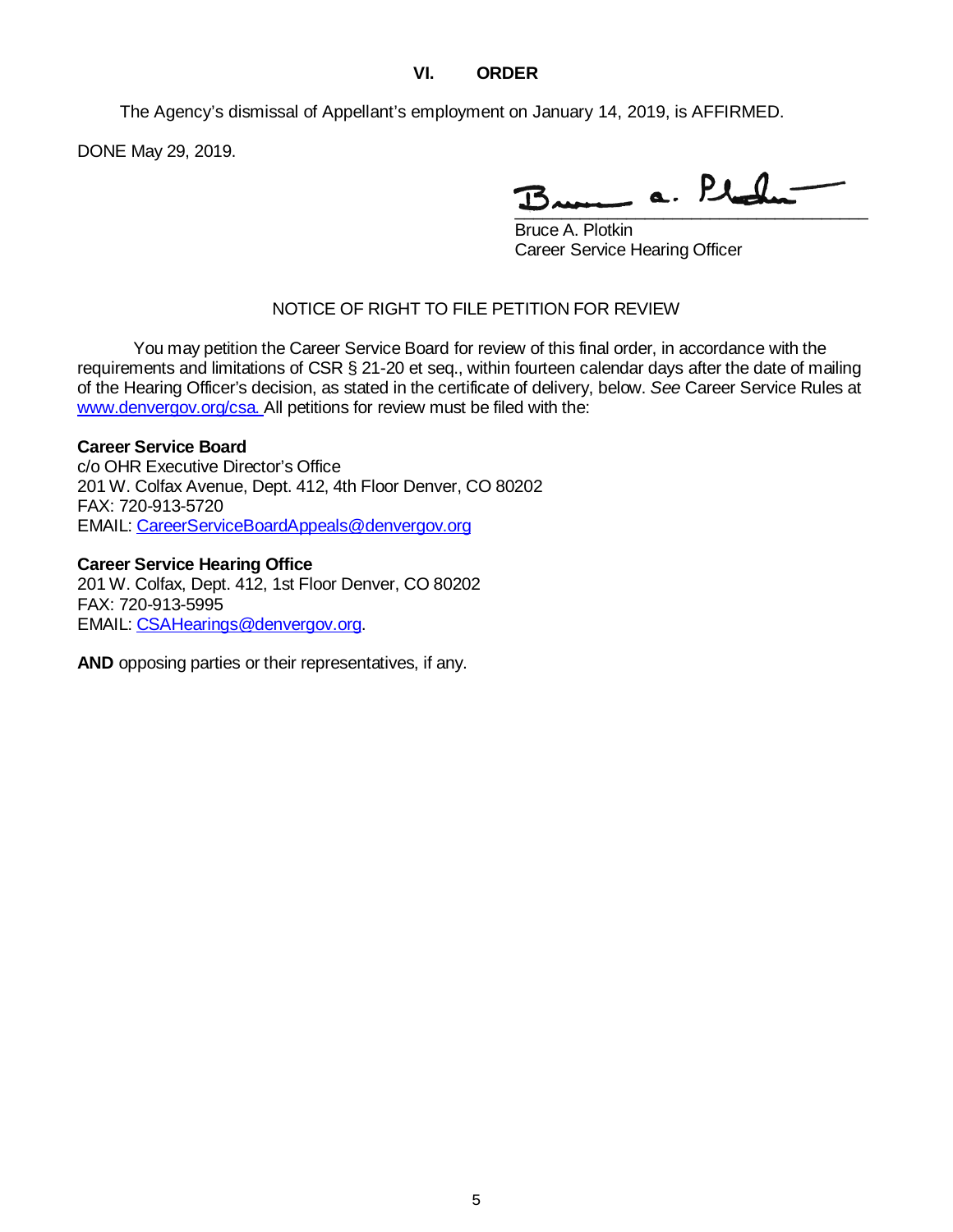## VI. ORDER

The Agency's dismissal of Appellant's employment on January 14, 2019, is AFFIRMED.

DONE May 29, 2019.

Bruce A. Plotkin
Career Service Hearing Officer

NOTICE OF RIGHT TO FILE PETITION FOR REVIEW

You may petition the Career Service Board for review of this final order, in accordance with the requirements and limitations of CSR § 21-20 et seq., within fourteen calendar days after the date of mailing of the Hearing Officer's decision, as stated in the certificate of delivery, below. *See* Career Service Rules at www.denvergov.org/csa. All petitions for review must be filed with the:

**Career Service Board**
c/o OHR Executive Director's Office
201 W. Colfax Avenue, Dept. 412, 4th Floor Denver, CO 80202
FAX: 720-913-5720
EMAIL: CareerServiceBoardAppeals@denvergov.org

**Career Service Hearing Office**
201 W. Colfax, Dept. 412, 1st Floor Denver, CO 80202
FAX: 720-913-5995
EMAIL: CSAHearings@denvergov.org.

**AND** opposing parties or their representatives, if any.